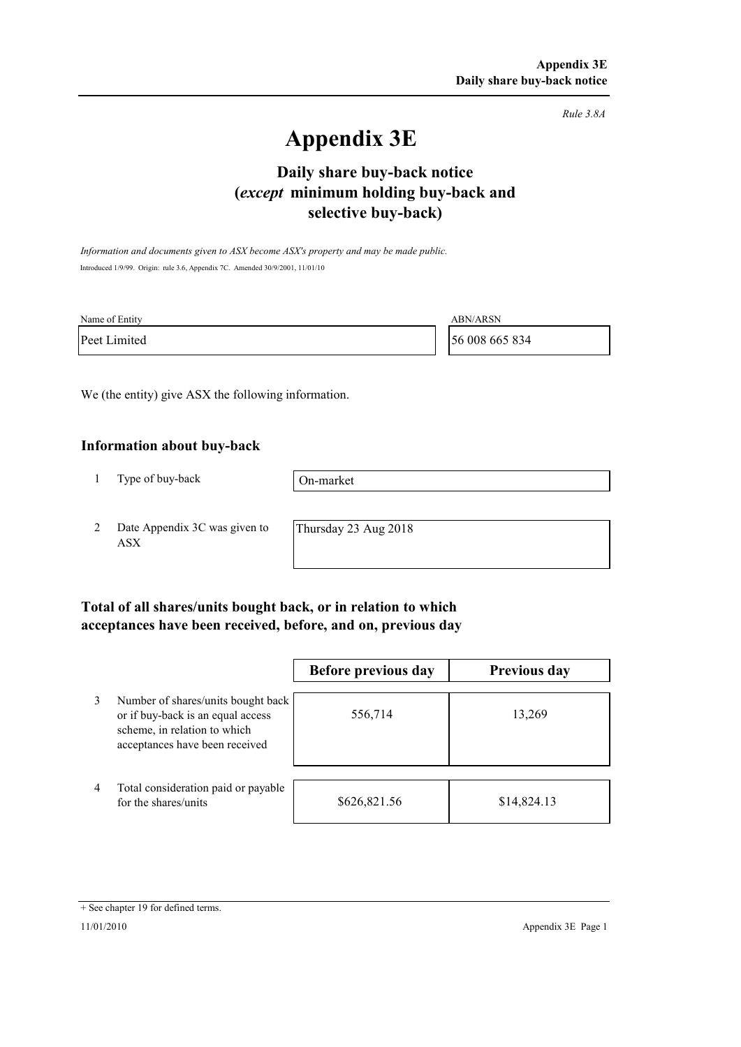*Rule 3.8A*

# Appendix 3E

## Daily share buy-back notice (*except* minimum holding buy-back and selective buy-back)

*Information and documents given to ASX become ASX's property and may be made public.*

Introduced 1/9/99. Origin: rule 3.6, Appendix 7C. Amended 30/9/2001, 11/01/10

| Name of Entity | ABN/ARSN |
|---|---|
| Peet Limited | 56 008 665 834 |

We (the entity) give ASX the following information.

### Information about buy-back

| | | |
|---|---|---|
| 1 | Type of buy-back | On-market |
| 2 | Date Appendix 3C was given to ASX | Thursday 23 Aug 2018 |

### Total of all shares/units bought back, or in relation to which acceptances have been received, before, and on, previous day

| | | Before previous day | Previous day |
|---|---|---|---|
| 3 | Number of shares/units bought back or if buy-back is an equal access scheme, in relation to which acceptances have been received | 556,714 | 13,269 |
| 4 | Total consideration paid or payable for the shares/units | $626,821.56 | $14,824.13 |

+ See chapter 19 for defined terms.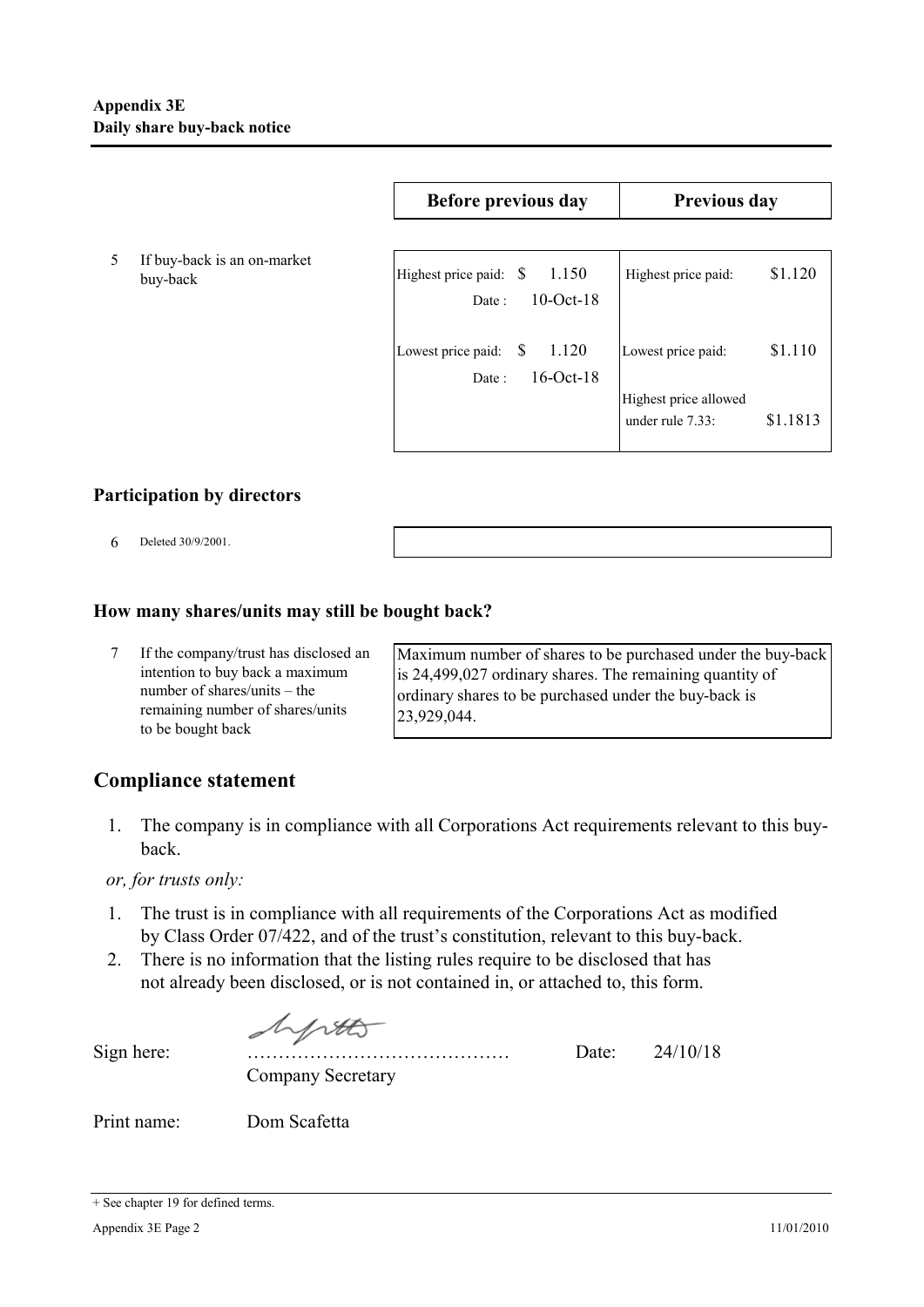**Appendix 3E**
**Daily share buy-back notice**

| | Before previous day | Previous day |
|---|---|---|
| 5 If buy-back is an on-market buy-back | Highest price paid: $ 1.150<br>Date : 10-Oct-18<br><br>Lowest price paid: $ 1.120<br>Date : 16-Oct-18 | Highest price paid: $1.120<br><br>Lowest price paid: $1.110<br><br>Highest price allowed under rule 7.33: $1.1813 |

## Participation by directors

| | |
|---|---|
| 6 Deleted 30/9/2001. | |

## How many shares/units may still be bought back?

| | |
|---|---|
| 7 If the company/trust has disclosed an intention to buy back a maximum number of shares/units – the remaining number of shares/units to be bought back | Maximum number of shares to be purchased under the buy-back is 24,499,027 ordinary shares. The remaining quantity of ordinary shares to be purchased under the buy-back is 23,929,044. |

## Compliance statement

1. The company is in compliance with all Corporations Act requirements relevant to this buy-back.

*or, for trusts only:*

1. The trust is in compliance with all requirements of the Corporations Act as modified by Class Order 07/422, and of the trust's constitution, relevant to this buy-back.
2. There is no information that the listing rules require to be disclosed that has not already been disclosed, or is not contained in, or attached to, this form.

Sign here: …………………………………… Date: 24/10/18
Company Secretary

Print name: Dom Scafetta

+ See chapter 19 for defined terms.